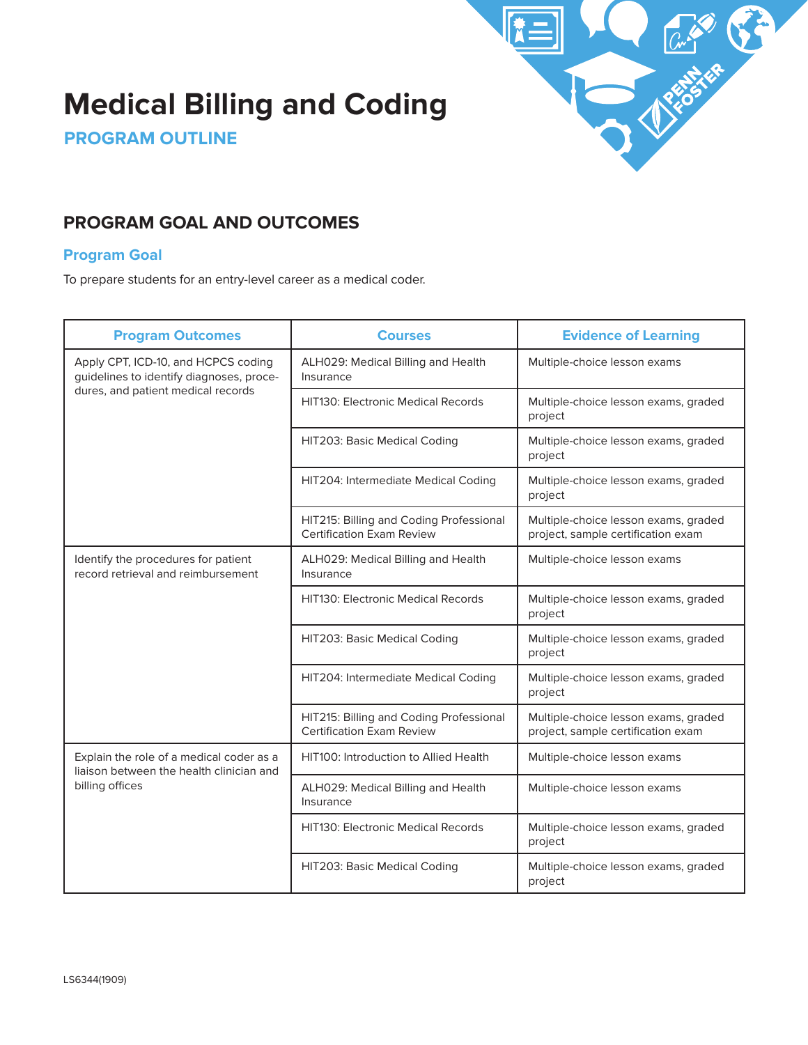# Medical Billing and Coding

## PROGRAM OUTLINE

## PROGRAM GOAL AND OUTCOMES

### Program Goal

To prepare students for an entry-level career as a medical coder.

| Program Outcomes | Courses | Evidence of Learning |
|---|---|---|
| Apply CPT, ICD-10, and HCPCS coding guidelines to identify diagnoses, procedures, and patient medical records | ALH029: Medical Billing and Health Insurance | Multiple-choice lesson exams |
| | HIT130: Electronic Medical Records | Multiple-choice lesson exams, graded project |
| | HIT203: Basic Medical Coding | Multiple-choice lesson exams, graded project |
| | HIT204: Intermediate Medical Coding | Multiple-choice lesson exams, graded project |
| | HIT215: Billing and Coding Professional Certification Exam Review | Multiple-choice lesson exams, graded project, sample certification exam |
| Identify the procedures for patient record retrieval and reimbursement | ALH029: Medical Billing and Health Insurance | Multiple-choice lesson exams |
| | HIT130: Electronic Medical Records | Multiple-choice lesson exams, graded project |
| | HIT203: Basic Medical Coding | Multiple-choice lesson exams, graded project |
| | HIT204: Intermediate Medical Coding | Multiple-choice lesson exams, graded project |
| | HIT215: Billing and Coding Professional Certification Exam Review | Multiple-choice lesson exams, graded project, sample certification exam |
| Explain the role of a medical coder as a liaison between the health clinician and billing offices | HIT100: Introduction to Allied Health | Multiple-choice lesson exams |
| | ALH029: Medical Billing and Health Insurance | Multiple-choice lesson exams |
| | HIT130: Electronic Medical Records | Multiple-choice lesson exams, graded project |
| | HIT203: Basic Medical Coding | Multiple-choice lesson exams, graded project |

LS6344(1909)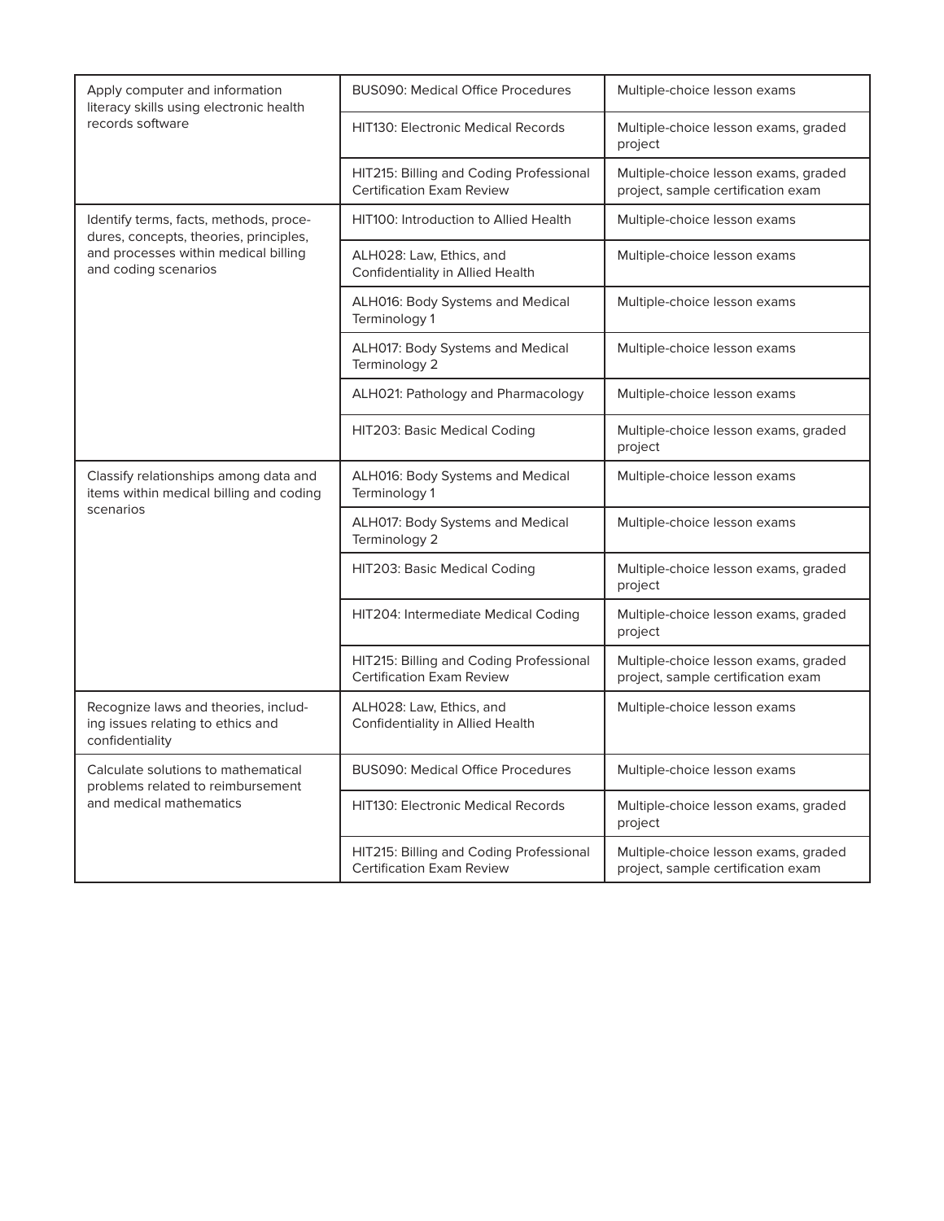| | | |
|---|---|---|
| Apply computer and information literacy skills using electronic health records software | BUS090: Medical Office Procedures | Multiple-choice lesson exams |
| | HIT130: Electronic Medical Records | Multiple-choice lesson exams, graded project |
| | HIT215: Billing and Coding Professional Certification Exam Review | Multiple-choice lesson exams, graded project, sample certification exam |
| Identify terms, facts, methods, procedures, concepts, theories, principles, and processes within medical billing and coding scenarios | HIT100: Introduction to Allied Health | Multiple-choice lesson exams |
| | ALH028: Law, Ethics, and Confidentiality in Allied Health | Multiple-choice lesson exams |
| | ALH016: Body Systems and Medical Terminology 1 | Multiple-choice lesson exams |
| | ALH017: Body Systems and Medical Terminology 2 | Multiple-choice lesson exams |
| | ALH021: Pathology and Pharmacology | Multiple-choice lesson exams |
| | HIT203: Basic Medical Coding | Multiple-choice lesson exams, graded project |
| Classify relationships among data and items within medical billing and coding scenarios | ALH016: Body Systems and Medical Terminology 1 | Multiple-choice lesson exams |
| | ALH017: Body Systems and Medical Terminology 2 | Multiple-choice lesson exams |
| | HIT203: Basic Medical Coding | Multiple-choice lesson exams, graded project |
| | HIT204: Intermediate Medical Coding | Multiple-choice lesson exams, graded project |
| | HIT215: Billing and Coding Professional Certification Exam Review | Multiple-choice lesson exams, graded project, sample certification exam |
| Recognize laws and theories, including issues relating to ethics and confidentiality | ALH028: Law, Ethics, and Confidentiality in Allied Health | Multiple-choice lesson exams |
| Calculate solutions to mathematical problems related to reimbursement and medical mathematics | BUS090: Medical Office Procedures | Multiple-choice lesson exams |
| | HIT130: Electronic Medical Records | Multiple-choice lesson exams, graded project |
| | HIT215: Billing and Coding Professional Certification Exam Review | Multiple-choice lesson exams, graded project, sample certification exam |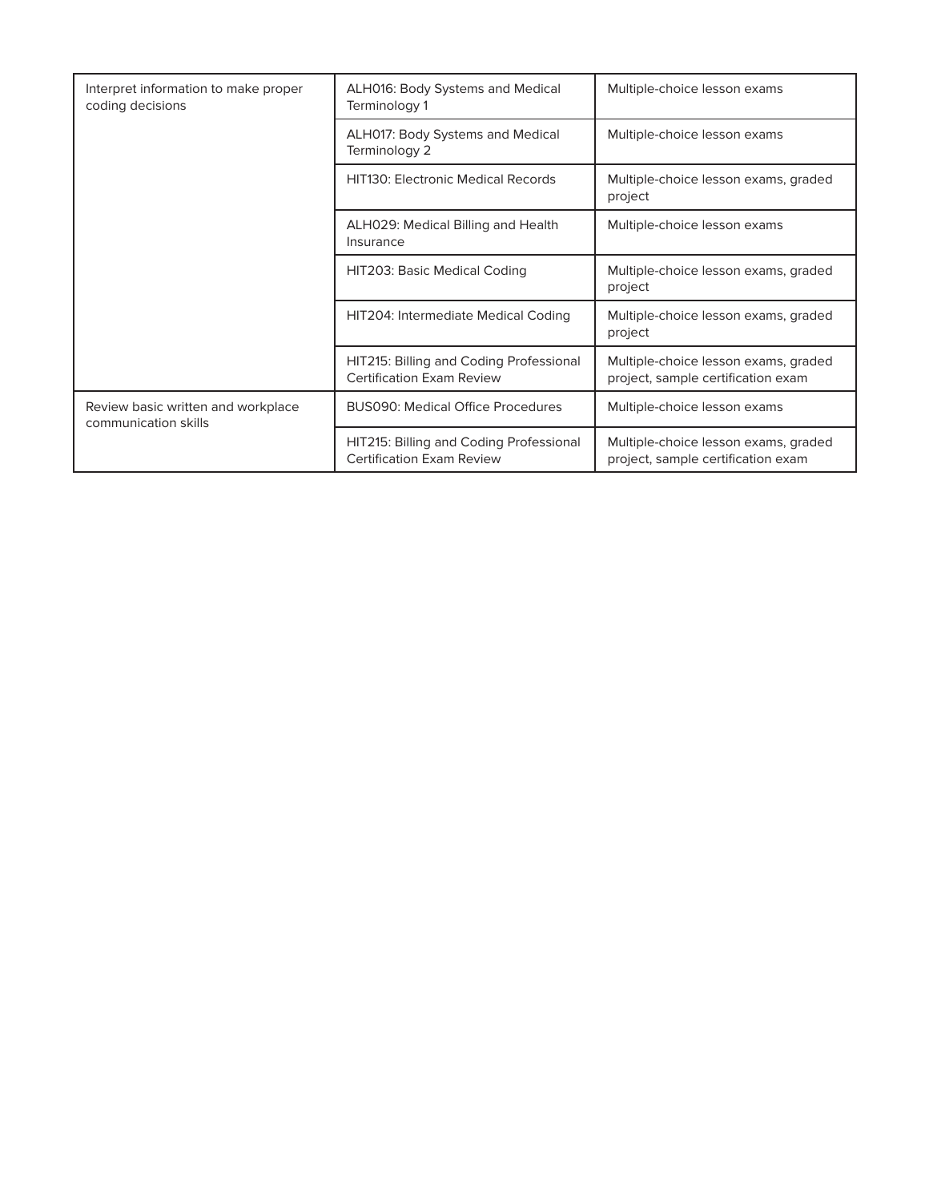| | | |
|---|---|---|
| Interpret information to make proper coding decisions | ALH016: Body Systems and Medical Terminology 1 | Multiple-choice lesson exams |
| | ALH017: Body Systems and Medical Terminology 2 | Multiple-choice lesson exams |
| | HIT130: Electronic Medical Records | Multiple-choice lesson exams, graded project |
| | ALH029: Medical Billing and Health Insurance | Multiple-choice lesson exams |
| | HIT203: Basic Medical Coding | Multiple-choice lesson exams, graded project |
| | HIT204: Intermediate Medical Coding | Multiple-choice lesson exams, graded project |
| | HIT215: Billing and Coding Professional Certification Exam Review | Multiple-choice lesson exams, graded project, sample certification exam |
| Review basic written and workplace communication skills | BUS090: Medical Office Procedures | Multiple-choice lesson exams |
| | HIT215: Billing and Coding Professional Certification Exam Review | Multiple-choice lesson exams, graded project, sample certification exam |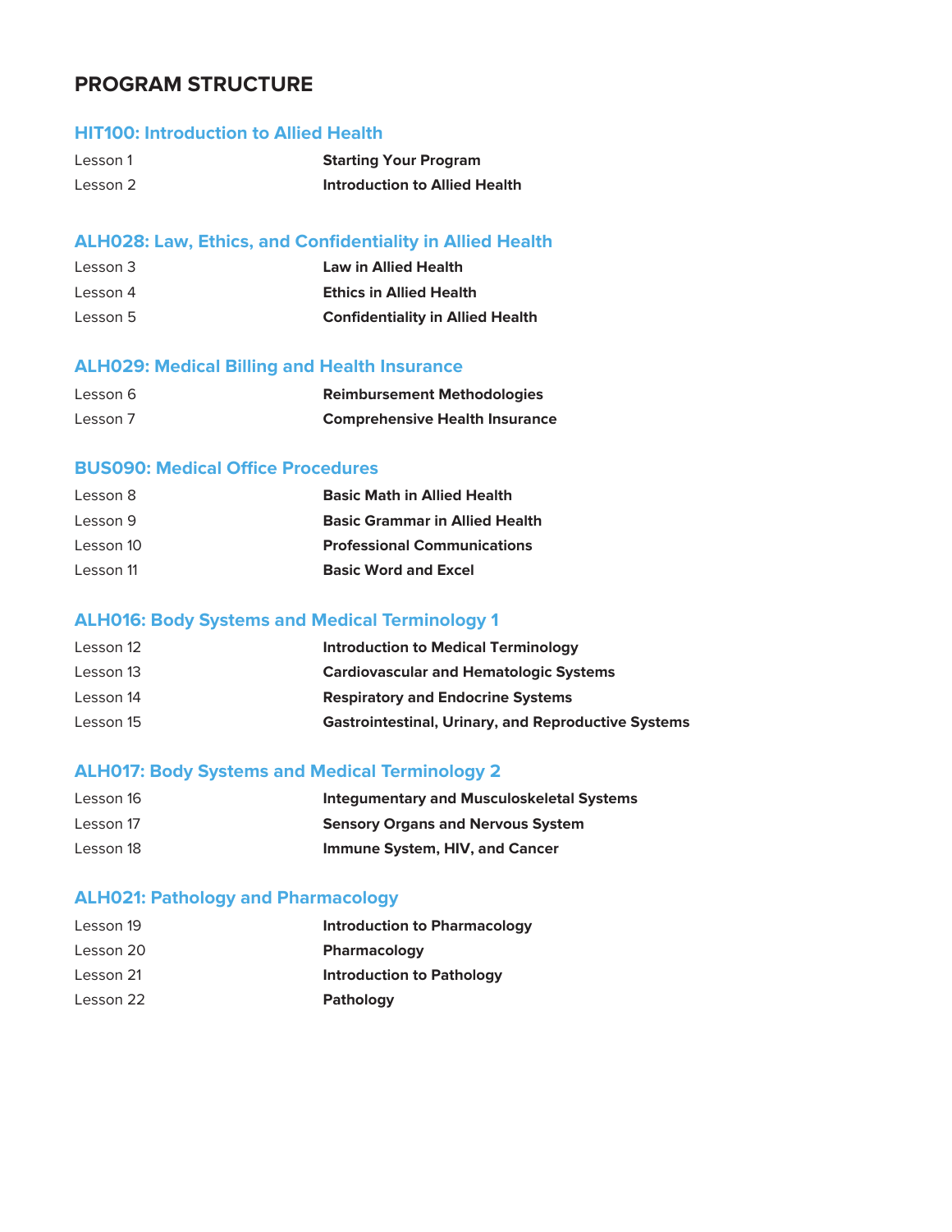## PROGRAM STRUCTURE

### HIT100: Introduction to Allied Health

| | |
|---|---|
| Lesson 1 | **Starting Your Program** |
| Lesson 2 | **Introduction to Allied Health** |

### ALH028: Law, Ethics, and Confidentiality in Allied Health

| | |
|---|---|
| Lesson 3 | **Law in Allied Health** |
| Lesson 4 | **Ethics in Allied Health** |
| Lesson 5 | **Confidentiality in Allied Health** |

### ALH029: Medical Billing and Health Insurance

| | |
|---|---|
| Lesson 6 | **Reimbursement Methodologies** |
| Lesson 7 | **Comprehensive Health Insurance** |

### BUS090: Medical Office Procedures

| | |
|---|---|
| Lesson 8 | **Basic Math in Allied Health** |
| Lesson 9 | **Basic Grammar in Allied Health** |
| Lesson 10 | **Professional Communications** |
| Lesson 11 | **Basic Word and Excel** |

### ALH016: Body Systems and Medical Terminology 1

| | |
|---|---|
| Lesson 12 | **Introduction to Medical Terminology** |
| Lesson 13 | **Cardiovascular and Hematologic Systems** |
| Lesson 14 | **Respiratory and Endocrine Systems** |
| Lesson 15 | **Gastrointestinal, Urinary, and Reproductive Systems** |

### ALH017: Body Systems and Medical Terminology 2

| | |
|---|---|
| Lesson 16 | **Integumentary and Musculoskeletal Systems** |
| Lesson 17 | **Sensory Organs and Nervous System** |
| Lesson 18 | **Immune System, HIV, and Cancer** |

### ALH021: Pathology and Pharmacology

| | |
|---|---|
| Lesson 19 | **Introduction to Pharmacology** |
| Lesson 20 | **Pharmacology** |
| Lesson 21 | **Introduction to Pathology** |
| Lesson 22 | **Pathology** |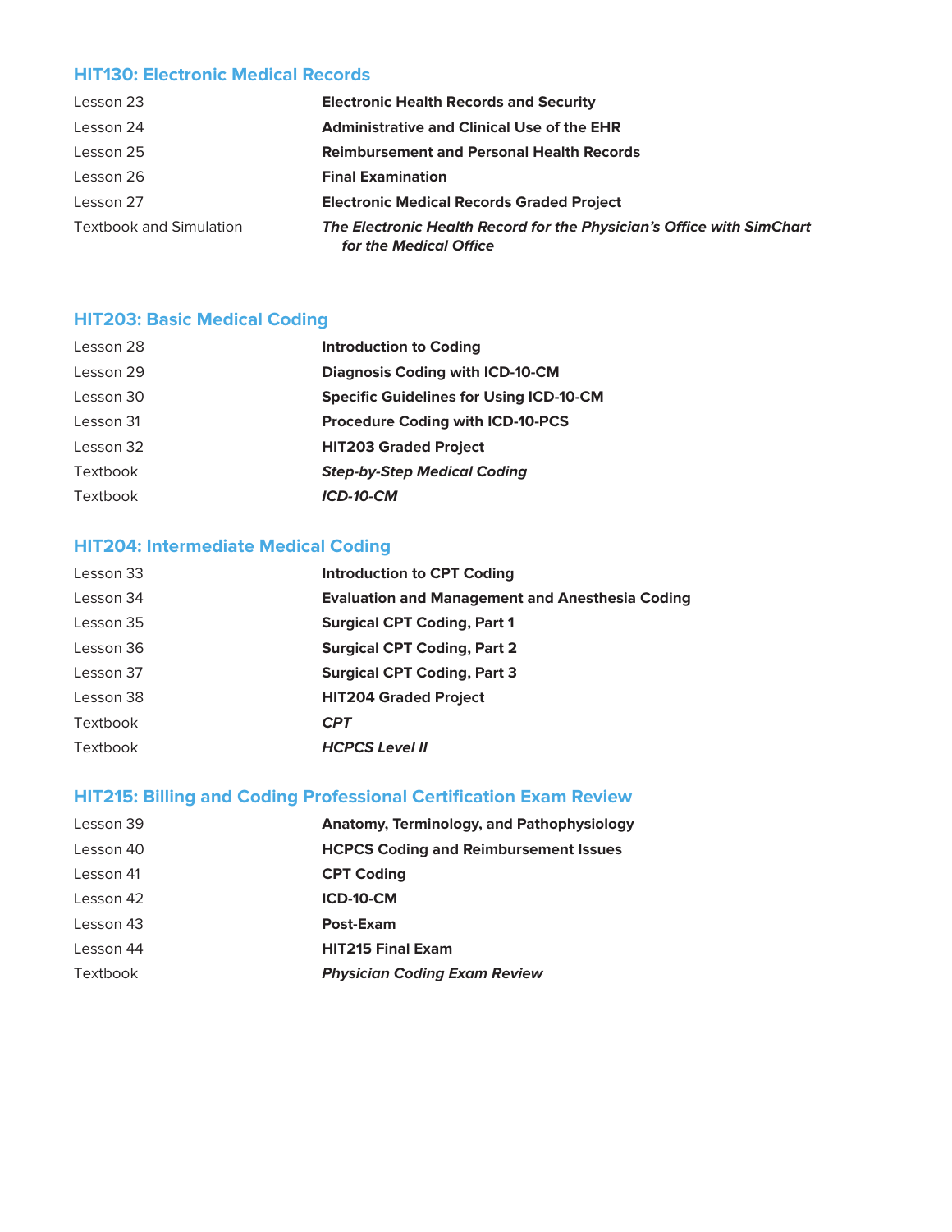### HIT130: Electronic Medical Records

| | |
|---|---|
| Lesson 23 | **Electronic Health Records and Security** |
| Lesson 24 | **Administrative and Clinical Use of the EHR** |
| Lesson 25 | **Reimbursement and Personal Health Records** |
| Lesson 26 | **Final Examination** |
| Lesson 27 | **Electronic Medical Records Graded Project** |
| Textbook and Simulation | ***The Electronic Health Record for the Physician's Office with SimChart for the Medical Office*** |

### HIT203: Basic Medical Coding

| | |
|---|---|
| Lesson 28 | **Introduction to Coding** |
| Lesson 29 | **Diagnosis Coding with ICD-10-CM** |
| Lesson 30 | **Specific Guidelines for Using ICD-10-CM** |
| Lesson 31 | **Procedure Coding with ICD-10-PCS** |
| Lesson 32 | **HIT203 Graded Project** |
| Textbook | ***Step-by-Step Medical Coding*** |
| Textbook | ***ICD-10-CM*** |

### HIT204: Intermediate Medical Coding

| | |
|---|---|
| Lesson 33 | **Introduction to CPT Coding** |
| Lesson 34 | **Evaluation and Management and Anesthesia Coding** |
| Lesson 35 | **Surgical CPT Coding, Part 1** |
| Lesson 36 | **Surgical CPT Coding, Part 2** |
| Lesson 37 | **Surgical CPT Coding, Part 3** |
| Lesson 38 | **HIT204 Graded Project** |
| Textbook | ***CPT*** |
| Textbook | ***HCPCS Level II*** |

### HIT215: Billing and Coding Professional Certification Exam Review

| | |
|---|---|
| Lesson 39 | **Anatomy, Terminology, and Pathophysiology** |
| Lesson 40 | **HCPCS Coding and Reimbursement Issues** |
| Lesson 41 | **CPT Coding** |
| Lesson 42 | **ICD-10-CM** |
| Lesson 43 | **Post-Exam** |
| Lesson 44 | **HIT215 Final Exam** |
| Textbook | ***Physician Coding Exam Review*** |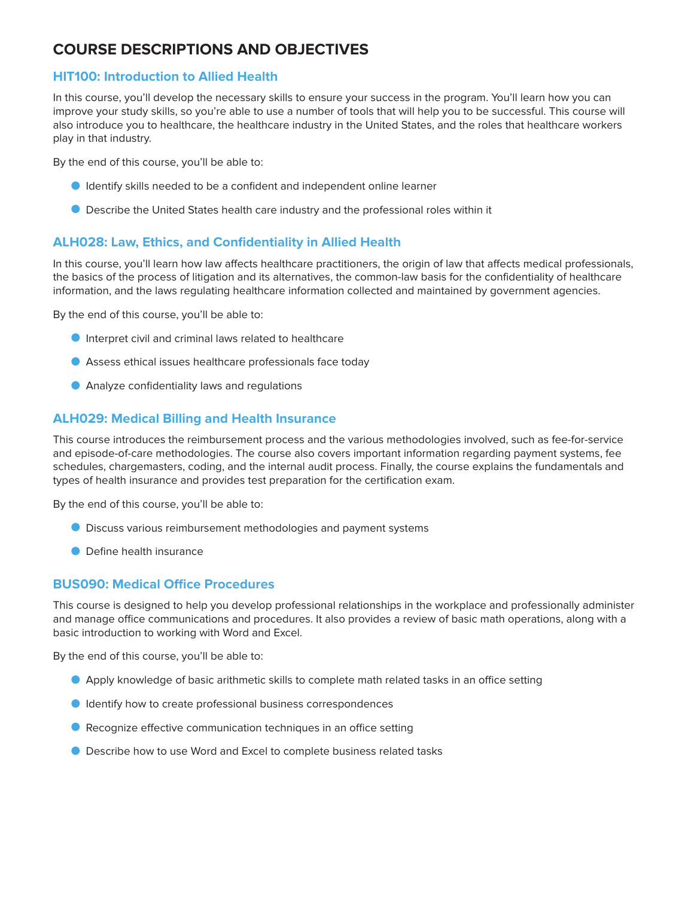# COURSE DESCRIPTIONS AND OBJECTIVES

## HIT100: Introduction to Allied Health

In this course, you'll develop the necessary skills to ensure your success in the program. You'll learn how you can improve your study skills, so you're able to use a number of tools that will help you to be successful. This course will also introduce you to healthcare, the healthcare industry in the United States, and the roles that healthcare workers play in that industry.

By the end of this course, you'll be able to:

- Identify skills needed to be a confident and independent online learner
- Describe the United States health care industry and the professional roles within it

## ALH028: Law, Ethics, and Confidentiality in Allied Health

In this course, you'll learn how law affects healthcare practitioners, the origin of law that affects medical professionals, the basics of the process of litigation and its alternatives, the common-law basis for the confidentiality of healthcare information, and the laws regulating healthcare information collected and maintained by government agencies.

By the end of this course, you'll be able to:

- Interpret civil and criminal laws related to healthcare
- Assess ethical issues healthcare professionals face today
- Analyze confidentiality laws and regulations

## ALH029: Medical Billing and Health Insurance

This course introduces the reimbursement process and the various methodologies involved, such as fee-for-service and episode-of-care methodologies. The course also covers important information regarding payment systems, fee schedules, chargemasters, coding, and the internal audit process. Finally, the course explains the fundamentals and types of health insurance and provides test preparation for the certification exam.

By the end of this course, you'll be able to:

- Discuss various reimbursement methodologies and payment systems
- Define health insurance

## BUS090: Medical Office Procedures

This course is designed to help you develop professional relationships in the workplace and professionally administer and manage office communications and procedures. It also provides a review of basic math operations, along with a basic introduction to working with Word and Excel.

By the end of this course, you'll be able to:

- Apply knowledge of basic arithmetic skills to complete math related tasks in an office setting
- Identify how to create professional business correspondences
- Recognize effective communication techniques in an office setting
- Describe how to use Word and Excel to complete business related tasks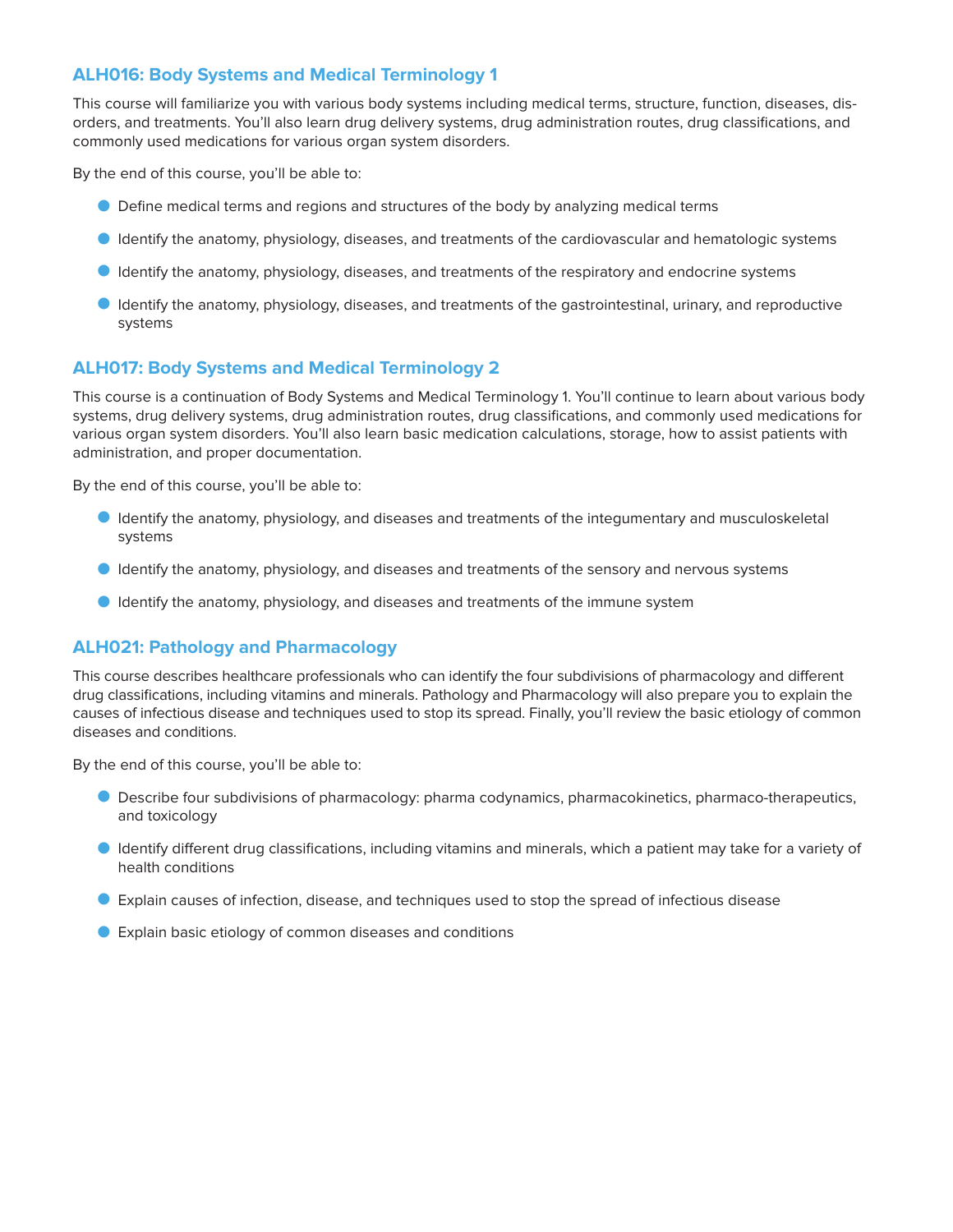## ALH016: Body Systems and Medical Terminology 1

This course will familiarize you with various body systems including medical terms, structure, function, diseases, disorders, and treatments. You'll also learn drug delivery systems, drug administration routes, drug classifications, and commonly used medications for various organ system disorders.

By the end of this course, you'll be able to:

- Define medical terms and regions and structures of the body by analyzing medical terms
- Identify the anatomy, physiology, diseases, and treatments of the cardiovascular and hematologic systems
- Identify the anatomy, physiology, diseases, and treatments of the respiratory and endocrine systems
- Identify the anatomy, physiology, diseases, and treatments of the gastrointestinal, urinary, and reproductive systems

## ALH017: Body Systems and Medical Terminology 2

This course is a continuation of Body Systems and Medical Terminology 1. You'll continue to learn about various body systems, drug delivery systems, drug administration routes, drug classifications, and commonly used medications for various organ system disorders. You'll also learn basic medication calculations, storage, how to assist patients with administration, and proper documentation.

By the end of this course, you'll be able to:

- Identify the anatomy, physiology, and diseases and treatments of the integumentary and musculoskeletal systems
- Identify the anatomy, physiology, and diseases and treatments of the sensory and nervous systems
- Identify the anatomy, physiology, and diseases and treatments of the immune system

## ALH021: Pathology and Pharmacology

This course describes healthcare professionals who can identify the four subdivisions of pharmacology and different drug classifications, including vitamins and minerals. Pathology and Pharmacology will also prepare you to explain the causes of infectious disease and techniques used to stop its spread. Finally, you'll review the basic etiology of common diseases and conditions.

By the end of this course, you'll be able to:

- Describe four subdivisions of pharmacology: pharma codynamics, pharmacokinetics, pharmaco-therapeutics, and toxicology
- Identify different drug classifications, including vitamins and minerals, which a patient may take for a variety of health conditions
- Explain causes of infection, disease, and techniques used to stop the spread of infectious disease
- Explain basic etiology of common diseases and conditions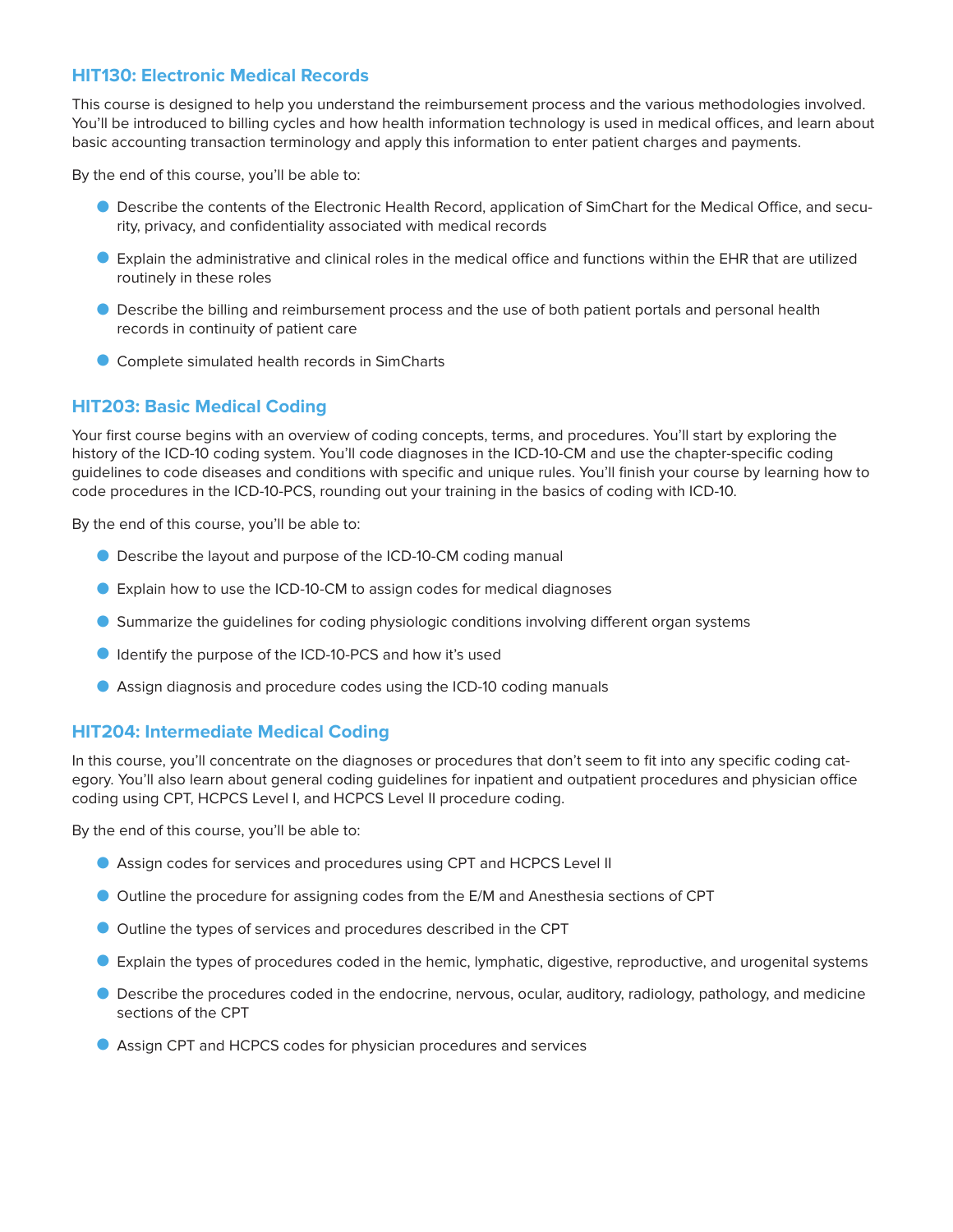### HIT130: Electronic Medical Records

This course is designed to help you understand the reimbursement process and the various methodologies involved. You'll be introduced to billing cycles and how health information technology is used in medical offices, and learn about basic accounting transaction terminology and apply this information to enter patient charges and payments.

By the end of this course, you'll be able to:

- Describe the contents of the Electronic Health Record, application of SimChart for the Medical Office, and security, privacy, and confidentiality associated with medical records
- Explain the administrative and clinical roles in the medical office and functions within the EHR that are utilized routinely in these roles
- Describe the billing and reimbursement process and the use of both patient portals and personal health records in continuity of patient care
- Complete simulated health records in SimCharts

### HIT203: Basic Medical Coding

Your first course begins with an overview of coding concepts, terms, and procedures. You'll start by exploring the history of the ICD-10 coding system. You'll code diagnoses in the ICD-10-CM and use the chapter-specific coding guidelines to code diseases and conditions with specific and unique rules. You'll finish your course by learning how to code procedures in the ICD-10-PCS, rounding out your training in the basics of coding with ICD-10.

By the end of this course, you'll be able to:

- Describe the layout and purpose of the ICD-10-CM coding manual
- Explain how to use the ICD-10-CM to assign codes for medical diagnoses
- Summarize the guidelines for coding physiologic conditions involving different organ systems
- Identify the purpose of the ICD-10-PCS and how it's used
- Assign diagnosis and procedure codes using the ICD-10 coding manuals

### HIT204: Intermediate Medical Coding

In this course, you'll concentrate on the diagnoses or procedures that don't seem to fit into any specific coding category. You'll also learn about general coding guidelines for inpatient and outpatient procedures and physician office coding using CPT, HCPCS Level I, and HCPCS Level II procedure coding.

By the end of this course, you'll be able to:

- Assign codes for services and procedures using CPT and HCPCS Level II
- Outline the procedure for assigning codes from the E/M and Anesthesia sections of CPT
- Outline the types of services and procedures described in the CPT
- Explain the types of procedures coded in the hemic, lymphatic, digestive, reproductive, and urogenital systems
- Describe the procedures coded in the endocrine, nervous, ocular, auditory, radiology, pathology, and medicine sections of the CPT
- Assign CPT and HCPCS codes for physician procedures and services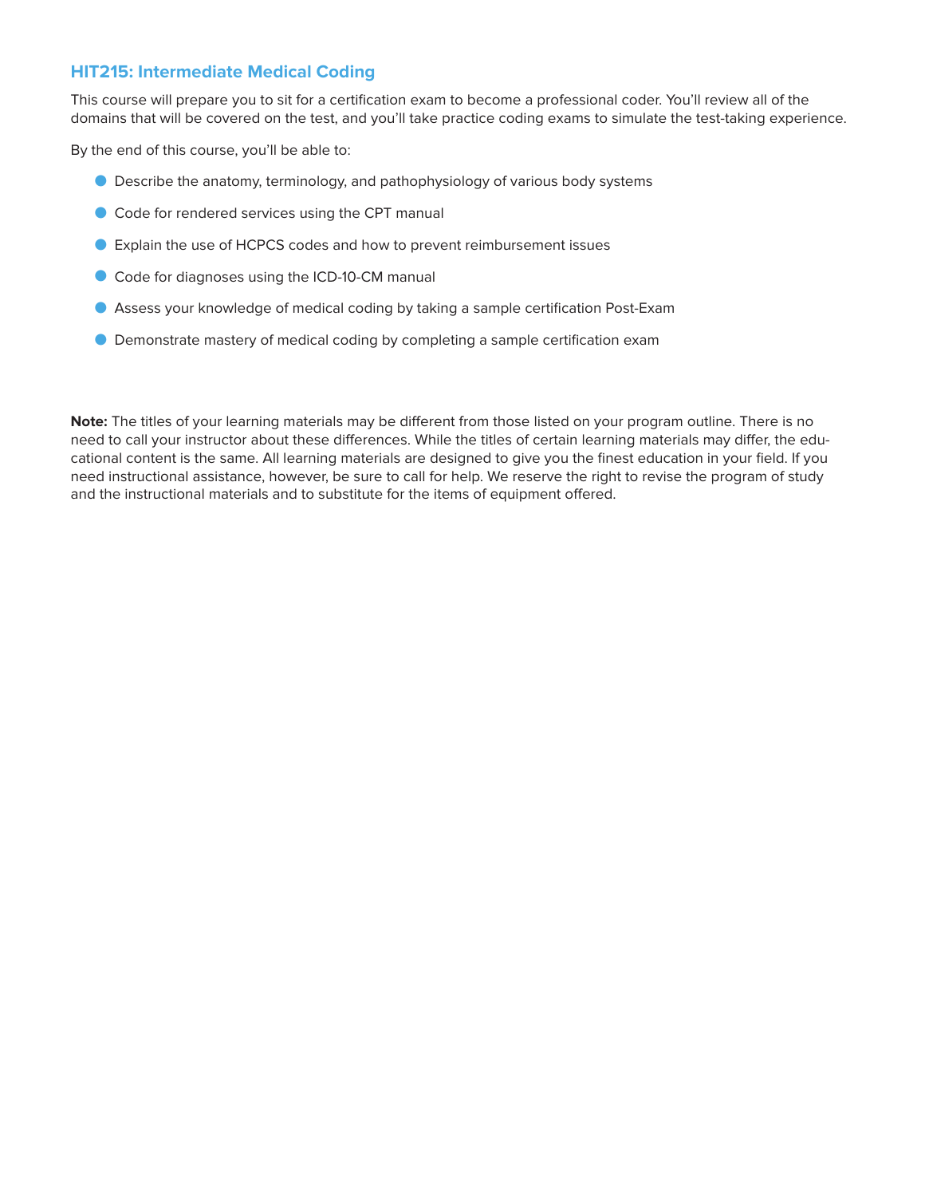## HIT215: Intermediate Medical Coding

This course will prepare you to sit for a certification exam to become a professional coder. You'll review all of the domains that will be covered on the test, and you'll take practice coding exams to simulate the test-taking experience.

By the end of this course, you'll be able to:

- Describe the anatomy, terminology, and pathophysiology of various body systems
- Code for rendered services using the CPT manual
- Explain the use of HCPCS codes and how to prevent reimbursement issues
- Code for diagnoses using the ICD-10-CM manual
- Assess your knowledge of medical coding by taking a sample certification Post-Exam
- Demonstrate mastery of medical coding by completing a sample certification exam

**Note:** The titles of your learning materials may be different from those listed on your program outline. There is no need to call your instructor about these differences. While the titles of certain learning materials may differ, the educational content is the same. All learning materials are designed to give you the finest education in your field. If you need instructional assistance, however, be sure to call for help. We reserve the right to revise the program of study and the instructional materials and to substitute for the items of equipment offered.